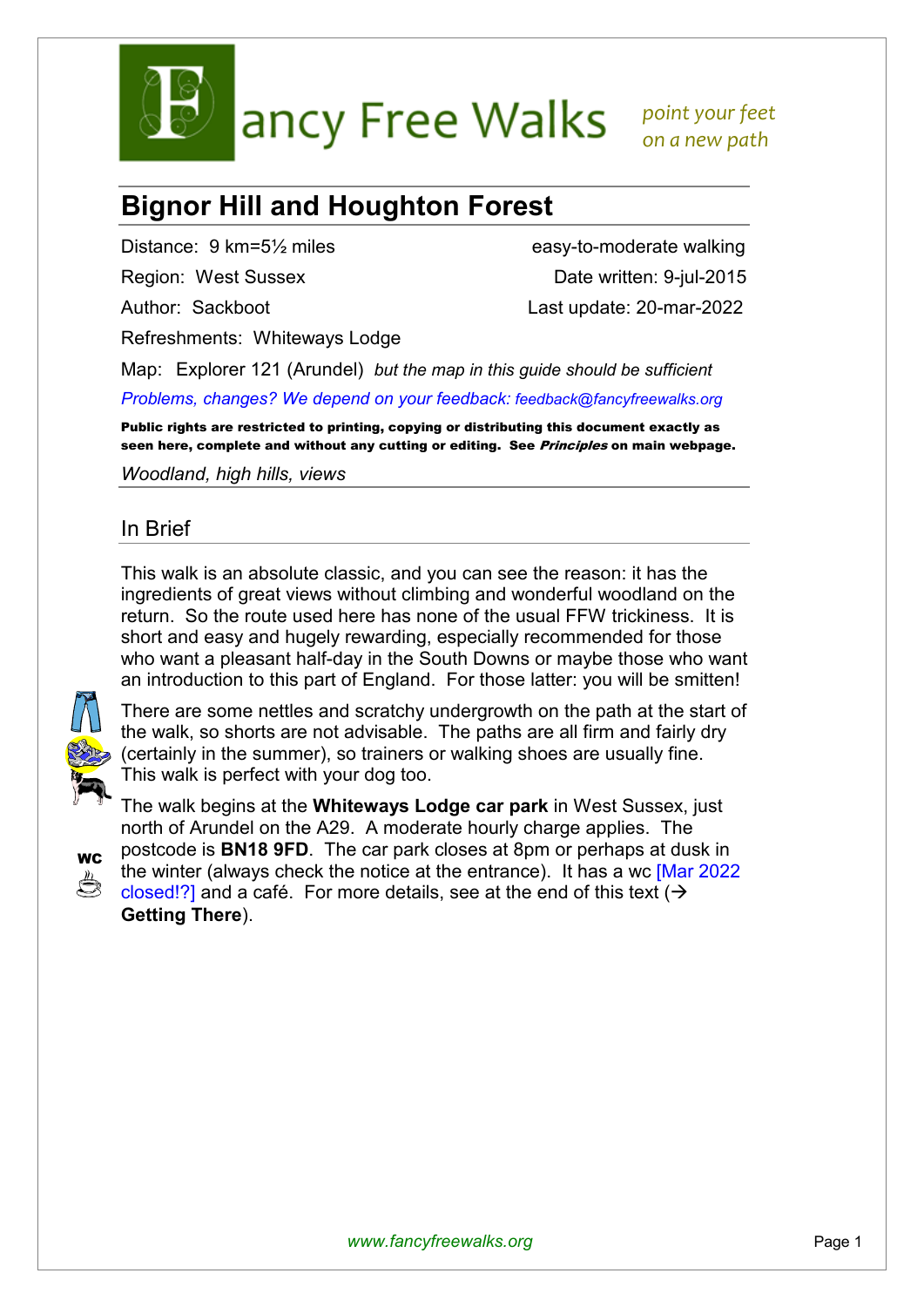Fancy Free Walks *point your feet on a new path*

# Bignor Hill and Houghton Forest

Distance: 9 km=5½ miles — easy-to-moderate walking

Region: West Sussex — Date written: 9-jul-2015

Author: Sackboot — Last update: 20-mar-2022

Refreshments: Whiteways Lodge

Map: Explorer 121 (Arundel) *but the map in this guide should be sufficient*

*Problems, changes? We depend on your feedback: feedback@fancyfreewalks.org*

**Public rights are restricted to printing, copying or distributing this document exactly as seen here, complete and without any cutting or editing. See *Principles* on main webpage.**

*Woodland, high hills, views*

## In Brief

This walk is an absolute classic, and you can see the reason: it has the ingredients of great views without climbing and wonderful woodland on the return. So the route used here has none of the usual FFW trickiness. It is short and easy and hugely rewarding, especially recommended for those who want a pleasant half-day in the South Downs or maybe those who want an introduction to this part of England. For those latter: you will be smitten!

There are some nettles and scratchy undergrowth on the path at the start of the walk, so shorts are not advisable. The paths are all firm and fairly dry (certainly in the summer), so trainers or walking shoes are usually fine. This walk is perfect with your dog too.

The walk begins at the **Whiteways Lodge car park** in West Sussex, just north of Arundel on the A29. A moderate hourly charge applies. The postcode is **BN18 9FD**. The car park closes at 8pm or perhaps at dusk in the winter (always check the notice at the entrance). It has a wc [Mar 2022 closed!?] and a café. For more details, see at the end of this text (→ **Getting There**).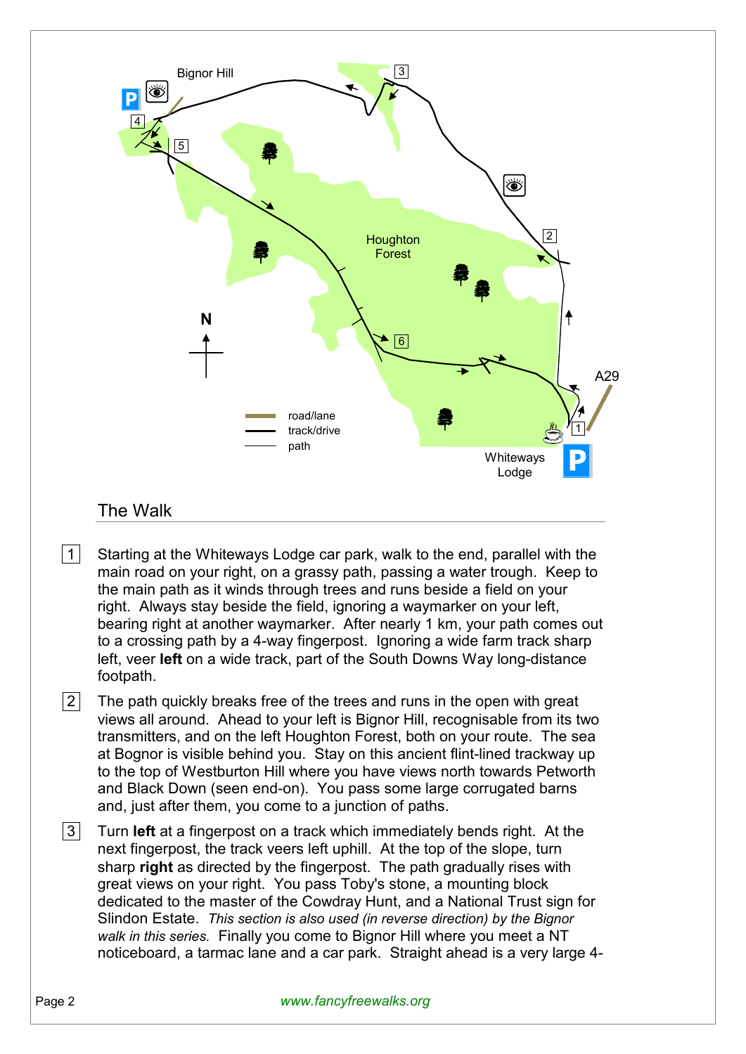Bignor Hill

Houghton Forest

N

road/lane
track/drive
path

A29

Whiteways Lodge

## The Walk

1. Starting at the Whiteways Lodge car park, walk to the end, parallel with the main road on your right, on a grassy path, passing a water trough. Keep to the main path as it winds through trees and runs beside a field on your right. Always stay beside the field, ignoring a waymarker on your left, bearing right at another waymarker. After nearly 1 km, your path comes out to a crossing path by a 4-way fingerpost. Ignoring a wide farm track sharp left, veer **left** on a wide track, part of the South Downs Way long-distance footpath.

2. The path quickly breaks free of the trees and runs in the open with great views all around. Ahead to your left is Bignor Hill, recognisable from its two transmitters, and on the left Houghton Forest, both on your route. The sea at Bognor is visible behind you. Stay on this ancient flint-lined trackway up to the top of Westburton Hill where you have views north towards Petworth and Black Down (seen end-on). You pass some large corrugated barns and, just after them, you come to a junction of paths.

3. Turn **left** at a fingerpost on a track which immediately bends right. At the next fingerpost, the track veers left uphill. At the top of the slope, turn sharp **right** as directed by the fingerpost. The path gradually rises with great views on your right. You pass Toby's stone, a mounting block dedicated to the master of the Cowdray Hunt, and a National Trust sign for Slindon Estate. *This section is also used (in reverse direction) by the Bignor walk in this series.* Finally you come to Bignor Hill where you meet a NT noticeboard, a tarmac lane and a car park. Straight ahead is a very large 4-

www.fancyfreewalks.org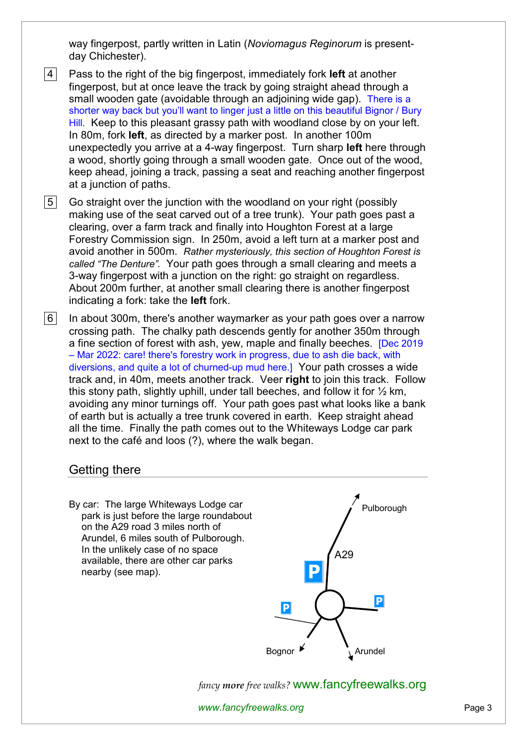way fingerpost, partly written in Latin (*Noviomagus Reginorum* is present-day Chichester).

4 Pass to the right of the big fingerpost, immediately fork **left** at another fingerpost, but at once leave the track by going straight ahead through a small wooden gate (avoidable through an adjoining wide gap). There is a shorter way back but you'll want to linger just a little on this beautiful Bignor / Bury Hill. Keep to this pleasant grassy path with woodland close by on your left. In 80m, fork **left**, as directed by a marker post. In another 100m unexpectedly you arrive at a 4-way fingerpost. Turn sharp **left** here through a wood, shortly going through a small wooden gate. Once out of the wood, keep ahead, joining a track, passing a seat and reaching another fingerpost at a junction of paths.

5 Go straight over the junction with the woodland on your right (possibly making use of the seat carved out of a tree trunk). Your path goes past a clearing, over a farm track and finally into Houghton Forest at a large Forestry Commission sign. In 250m, avoid a left turn at a marker post and avoid another in 500m. *Rather mysteriously, this section of Houghton Forest is called "The Denture".* Your path goes through a small clearing and meets a 3-way fingerpost with a junction on the right: go straight on regardless. About 200m further, at another small clearing there is another fingerpost indicating a fork: take the **left** fork.

6 In about 300m, there's another waymarker as your path goes over a narrow crossing path. The chalky path descends gently for another 350m through a fine section of forest with ash, yew, maple and finally beeches. [Dec 2019 – Mar 2022: care! there's forestry work in progress, due to ash die back, with diversions, and quite a lot of churned-up mud here.] Your path crosses a wide track and, in 40m, meets another track. Veer **right** to join this track. Follow this stony path, slightly uphill, under tall beeches, and follow it for ½ km, avoiding any minor turnings off. Your path goes past what looks like a bank of earth but is actually a tree trunk covered in earth. Keep straight ahead all the time. Finally the path comes out to the Whiteways Lodge car park next to the café and loos (?), where the walk began.

## Getting there

By car: The large Whiteways Lodge car park is just before the large roundabout on the A29 road 3 miles north of Arundel, 6 miles south of Pulborough. In the unlikely case of no space available, there are other car parks nearby (see map).

Pulborough
A29
P
P
P
Bognor
Arundel

*fancy* ***more*** *free walks?* www.fancyfreewalks.org